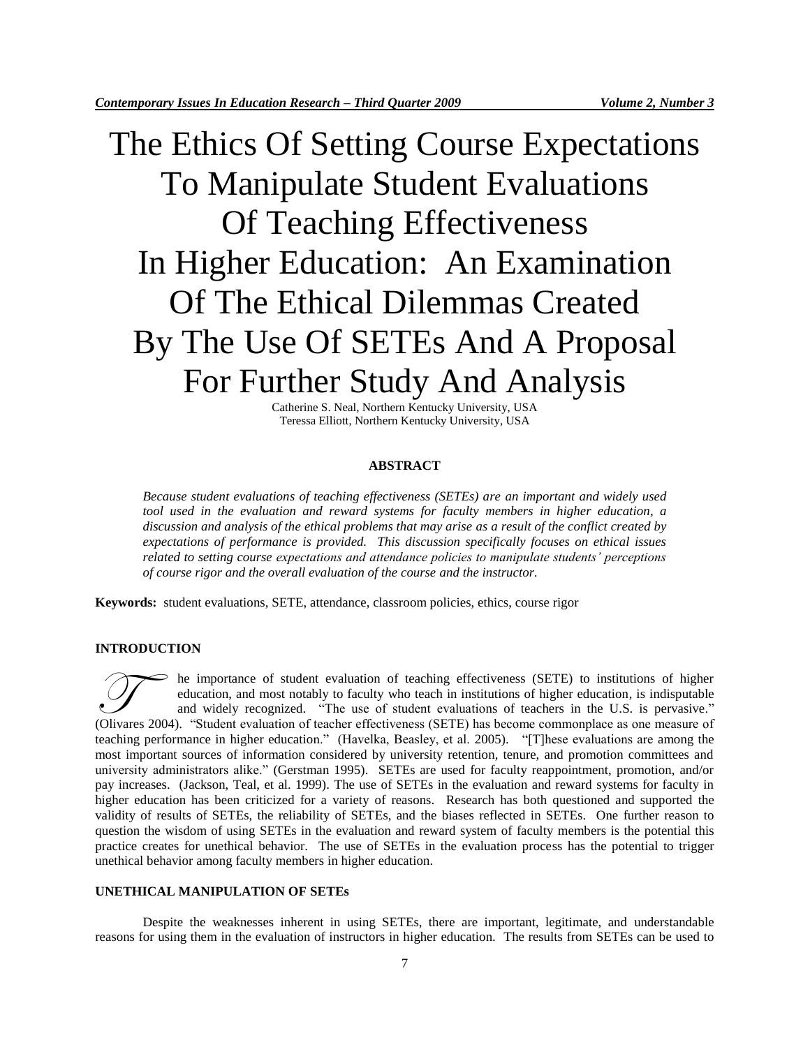# The Ethics Of Setting Course Expectations To Manipulate Student Evaluations Of Teaching Effectiveness In Higher Education: An Examination Of The Ethical Dilemmas Created By The Use Of SETEs And A Proposal For Further Study And Analysis

Catherine S. Neal, Northern Kentucky University, USA
Teressa Elliott, Northern Kentucky University, USA

## ABSTRACT

*Because student evaluations of teaching effectiveness (SETEs) are an important and widely used tool used in the evaluation and reward systems for faculty members in higher education, a discussion and analysis of the ethical problems that may arise as a result of the conflict created by expectations of performance is provided. This discussion specifically focuses on ethical issues related to setting course expectations and attendance policies to manipulate students' perceptions of course rigor and the overall evaluation of the course and the instructor.*

**Keywords:** student evaluations, SETE, attendance, classroom policies, ethics, course rigor

## INTRODUCTION

The importance of student evaluation of teaching effectiveness (SETE) to institutions of higher education, and most notably to faculty who teach in institutions of higher education, is indisputable and widely recognized. "The use of student evaluations of teachers in the U.S. is pervasive." (Olivares 2004). "Student evaluation of teacher effectiveness (SETE) has become commonplace as one measure of teaching performance in higher education." (Havelka, Beasley, et al. 2005). "[T]hese evaluations are among the most important sources of information considered by university retention, tenure, and promotion committees and university administrators alike." (Gerstman 1995). SETEs are used for faculty reappointment, promotion, and/or pay increases. (Jackson, Teal, et al. 1999). The use of SETEs in the evaluation and reward systems for faculty in higher education has been criticized for a variety of reasons. Research has both questioned and supported the validity of results of SETEs, the reliability of SETEs, and the biases reflected in SETEs. One further reason to question the wisdom of using SETEs in the evaluation and reward system of faculty members is the potential this practice creates for unethical behavior. The use of SETEs in the evaluation process has the potential to trigger unethical behavior among faculty members in higher education.

## UNETHICAL MANIPULATION OF SETEs

Despite the weaknesses inherent in using SETEs, there are important, legitimate, and understandable reasons for using them in the evaluation of instructors in higher education. The results from SETEs can be used to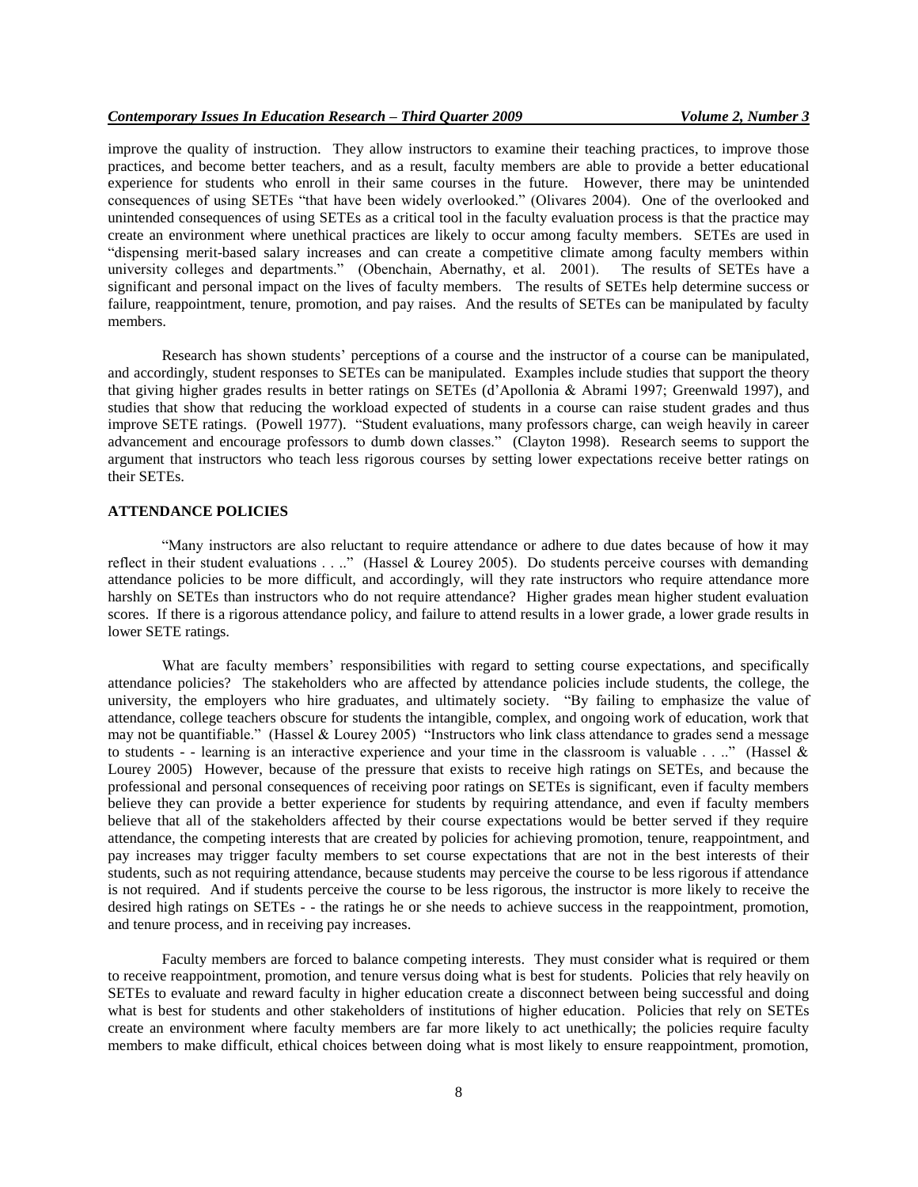improve the quality of instruction. They allow instructors to examine their teaching practices, to improve those practices, and become better teachers, and as a result, faculty members are able to provide a better educational experience for students who enroll in their same courses in the future. However, there may be unintended consequences of using SETEs "that have been widely overlooked." (Olivares 2004). One of the overlooked and unintended consequences of using SETEs as a critical tool in the faculty evaluation process is that the practice may create an environment where unethical practices are likely to occur among faculty members. SETEs are used in "dispensing merit-based salary increases and can create a competitive climate among faculty members within university colleges and departments." (Obenchain, Abernathy, et al. 2001). The results of SETEs have a significant and personal impact on the lives of faculty members. The results of SETEs help determine success or failure, reappointment, tenure, promotion, and pay raises. And the results of SETEs can be manipulated by faculty members.

Research has shown students' perceptions of a course and the instructor of a course can be manipulated, and accordingly, student responses to SETEs can be manipulated. Examples include studies that support the theory that giving higher grades results in better ratings on SETEs (d'Apollonia & Abrami 1997; Greenwald 1997), and studies that show that reducing the workload expected of students in a course can raise student grades and thus improve SETE ratings. (Powell 1977). "Student evaluations, many professors charge, can weigh heavily in career advancement and encourage professors to dumb down classes." (Clayton 1998). Research seems to support the argument that instructors who teach less rigorous courses by setting lower expectations receive better ratings on their SETEs.

## ATTENDANCE POLICIES

"Many instructors are also reluctant to require attendance or adhere to due dates because of how it may reflect in their student evaluations . . .." (Hassel & Lourey 2005). Do students perceive courses with demanding attendance policies to be more difficult, and accordingly, will they rate instructors who require attendance more harshly on SETEs than instructors who do not require attendance? Higher grades mean higher student evaluation scores. If there is a rigorous attendance policy, and failure to attend results in a lower grade, a lower grade results in lower SETE ratings.

What are faculty members' responsibilities with regard to setting course expectations, and specifically attendance policies? The stakeholders who are affected by attendance policies include students, the college, the university, the employers who hire graduates, and ultimately society. "By failing to emphasize the value of attendance, college teachers obscure for students the intangible, complex, and ongoing work of education, work that may not be quantifiable." (Hassel & Lourey 2005) "Instructors who link class attendance to grades send a message to students - - learning is an interactive experience and your time in the classroom is valuable . . .." (Hassel & Lourey 2005) However, because of the pressure that exists to receive high ratings on SETEs, and because the professional and personal consequences of receiving poor ratings on SETEs is significant, even if faculty members believe they can provide a better experience for students by requiring attendance, and even if faculty members believe that all of the stakeholders affected by their course expectations would be better served if they require attendance, the competing interests that are created by policies for achieving promotion, tenure, reappointment, and pay increases may trigger faculty members to set course expectations that are not in the best interests of their students, such as not requiring attendance, because students may perceive the course to be less rigorous if attendance is not required. And if students perceive the course to be less rigorous, the instructor is more likely to receive the desired high ratings on SETEs - - the ratings he or she needs to achieve success in the reappointment, promotion, and tenure process, and in receiving pay increases.

Faculty members are forced to balance competing interests. They must consider what is required or them to receive reappointment, promotion, and tenure versus doing what is best for students. Policies that rely heavily on SETEs to evaluate and reward faculty in higher education create a disconnect between being successful and doing what is best for students and other stakeholders of institutions of higher education. Policies that rely on SETEs create an environment where faculty members are far more likely to act unethically; the policies require faculty members to make difficult, ethical choices between doing what is most likely to ensure reappointment, promotion,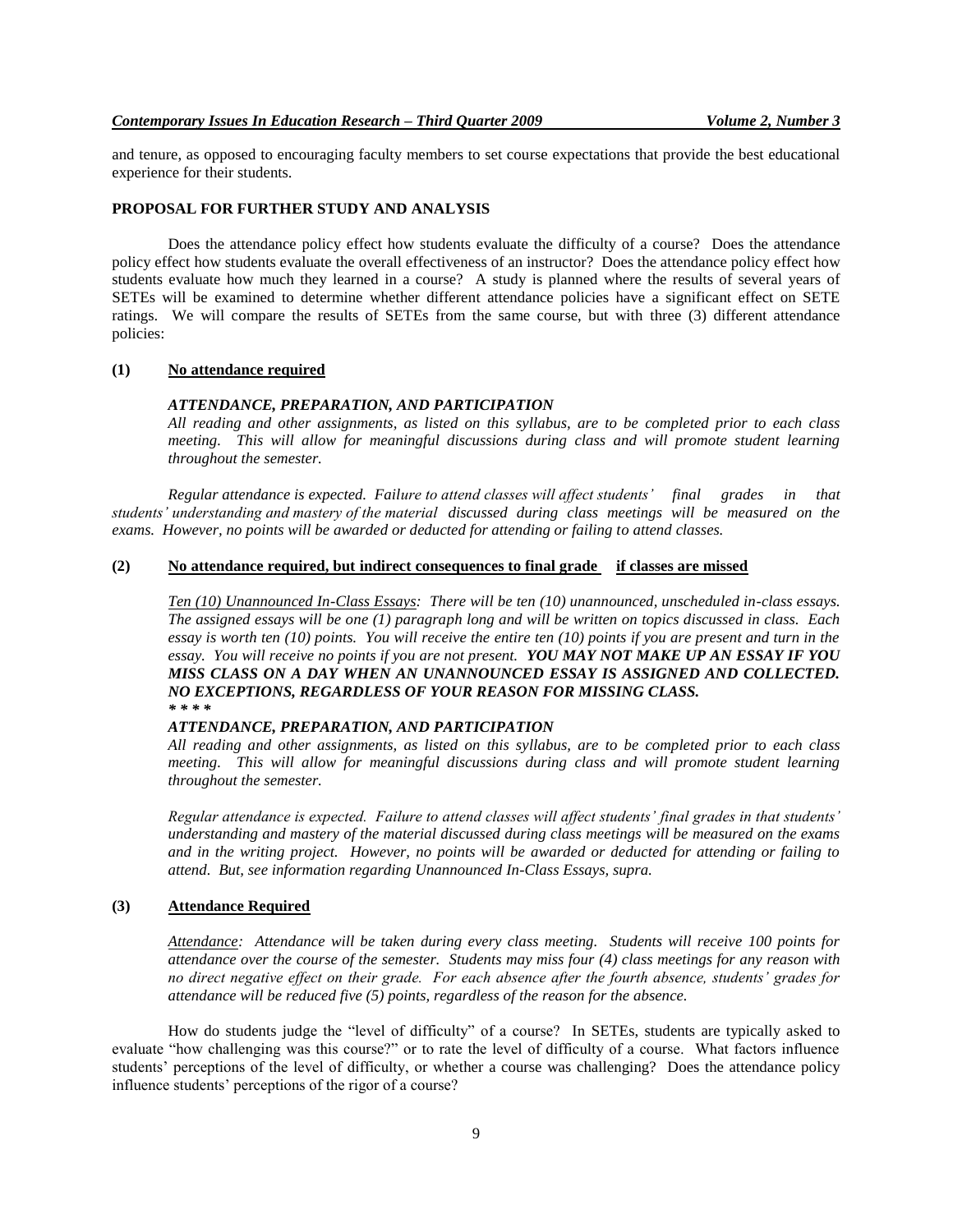and tenure, as opposed to encouraging faculty members to set course expectations that provide the best educational experience for their students.

## PROPOSAL FOR FURTHER STUDY AND ANALYSIS

Does the attendance policy effect how students evaluate the difficulty of a course? Does the attendance policy effect how students evaluate the overall effectiveness of an instructor? Does the attendance policy effect how students evaluate how much they learned in a course? A study is planned where the results of several years of SETEs will be examined to determine whether different attendance policies have a significant effect on SETE ratings. We will compare the results of SETEs from the same course, but with three (3) different attendance policies:

**(1) No attendance required**

***ATTENDANCE, PREPARATION, AND PARTICIPATION***

*All reading and other assignments, as listed on this syllabus, are to be completed prior to each class meeting. This will allow for meaningful discussions during class and will promote student learning throughout the semester.*

*Regular attendance is expected. Failure to attend classes will affect students' final grades in that students' understanding and mastery of the material discussed during class meetings will be measured on the exams. However, no points will be awarded or deducted for attending or failing to attend classes.*

**(2) No attendance required, but indirect consequences to final grade if classes are missed**

*Ten (10) Unannounced In-Class Essays: There will be ten (10) unannounced, unscheduled in-class essays. The assigned essays will be one (1) paragraph long and will be written on topics discussed in class. Each essay is worth ten (10) points. You will receive the entire ten (10) points if you are present and turn in the essay. You will receive no points if you are not present.* ***YOU MAY NOT MAKE UP AN ESSAY IF YOU MISS CLASS ON A DAY WHEN AN UNANNOUNCED ESSAY IS ASSIGNED AND COLLECTED. NO EXCEPTIONS, REGARDLESS OF YOUR REASON FOR MISSING CLASS.***

*\* \* \* \**

***ATTENDANCE, PREPARATION, AND PARTICIPATION***

*All reading and other assignments, as listed on this syllabus, are to be completed prior to each class meeting. This will allow for meaningful discussions during class and will promote student learning throughout the semester.*

*Regular attendance is expected. Failure to attend classes will affect students' final grades in that students' understanding and mastery of the material discussed during class meetings will be measured on the exams and in the writing project. However, no points will be awarded or deducted for attending or failing to attend. But, see information regarding Unannounced In-Class Essays, supra.*

**(3) Attendance Required**

*Attendance: Attendance will be taken during every class meeting. Students will receive 100 points for attendance over the course of the semester. Students may miss four (4) class meetings for any reason with no direct negative effect on their grade. For each absence after the fourth absence, students' grades for attendance will be reduced five (5) points, regardless of the reason for the absence.*

How do students judge the "level of difficulty" of a course? In SETEs, students are typically asked to evaluate "how challenging was this course?" or to rate the level of difficulty of a course. What factors influence students' perceptions of the level of difficulty, or whether a course was challenging? Does the attendance policy influence students' perceptions of the rigor of a course?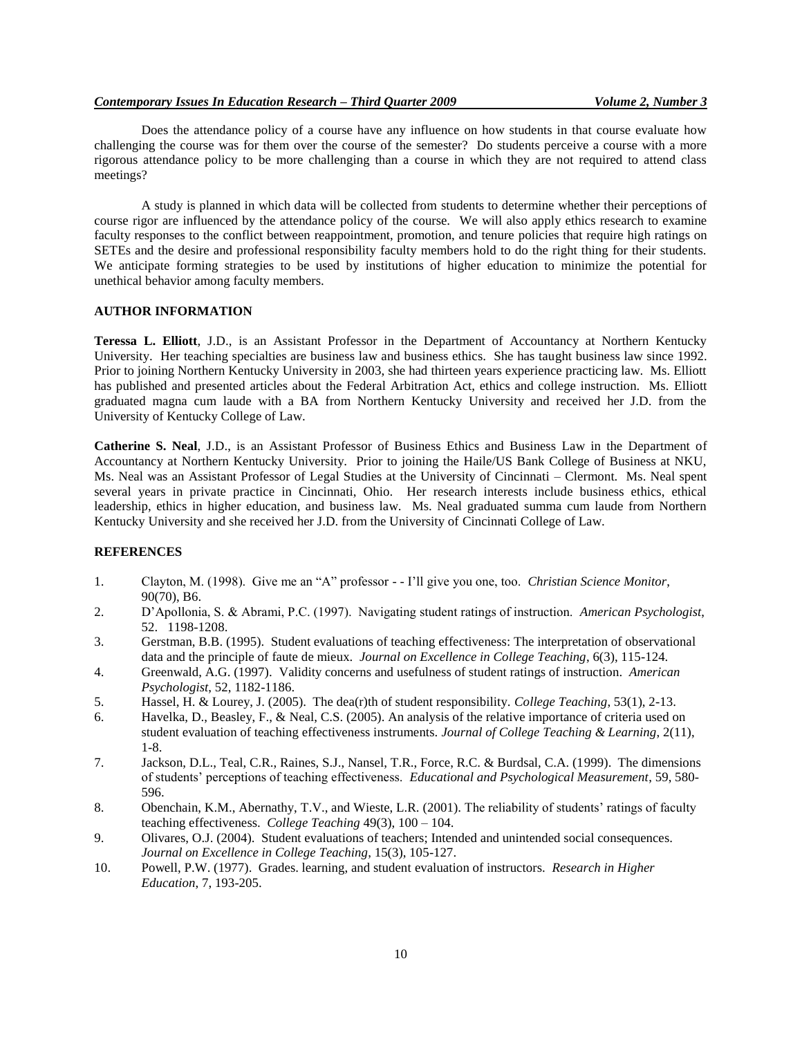Does the attendance policy of a course have any influence on how students in that course evaluate how challenging the course was for them over the course of the semester? Do students perceive a course with a more rigorous attendance policy to be more challenging than a course in which they are not required to attend class meetings?

A study is planned in which data will be collected from students to determine whether their perceptions of course rigor are influenced by the attendance policy of the course. We will also apply ethics research to examine faculty responses to the conflict between reappointment, promotion, and tenure policies that require high ratings on SETEs and the desire and professional responsibility faculty members hold to do the right thing for their students. We anticipate forming strategies to be used by institutions of higher education to minimize the potential for unethical behavior among faculty members.

## AUTHOR INFORMATION

**Teressa L. Elliott**, J.D., is an Assistant Professor in the Department of Accountancy at Northern Kentucky University. Her teaching specialties are business law and business ethics. She has taught business law since 1992. Prior to joining Northern Kentucky University in 2003, she had thirteen years experience practicing law. Ms. Elliott has published and presented articles about the Federal Arbitration Act, ethics and college instruction. Ms. Elliott graduated magna cum laude with a BA from Northern Kentucky University and received her J.D. from the University of Kentucky College of Law.

**Catherine S. Neal**, J.D., is an Assistant Professor of Business Ethics and Business Law in the Department of Accountancy at Northern Kentucky University. Prior to joining the Haile/US Bank College of Business at NKU, Ms. Neal was an Assistant Professor of Legal Studies at the University of Cincinnati – Clermont. Ms. Neal spent several years in private practice in Cincinnati, Ohio. Her research interests include business ethics, ethical leadership, ethics in higher education, and business law. Ms. Neal graduated summa cum laude from Northern Kentucky University and she received her J.D. from the University of Cincinnati College of Law.

## REFERENCES

1. Clayton, M. (1998). Give me an "A" professor - - I'll give you one, too. *Christian Science Monitor,* 90(70), B6.
2. D'Apollonia, S. & Abrami, P.C. (1997). Navigating student ratings of instruction. *American Psychologist*, 52. 1198-1208.
3. Gerstman, B.B. (1995). Student evaluations of teaching effectiveness: The interpretation of observational data and the principle of faute de mieux. *Journal on Excellence in College Teaching*, 6(3), 115-124.
4. Greenwald, A.G. (1997). Validity concerns and usefulness of student ratings of instruction. *American Psychologist*, 52, 1182-1186.
5. Hassel, H. & Lourey, J. (2005). The dea(r)th of student responsibility. *College Teaching,* 53(1), 2-13.
6. Havelka, D., Beasley, F., & Neal, C.S. (2005). An analysis of the relative importance of criteria used on student evaluation of teaching effectiveness instruments. *Journal of College Teaching & Learning*, 2(11), 1-8.
7. Jackson, D.L., Teal, C.R., Raines, S.J., Nansel, T.R., Force, R.C. & Burdsal, C.A. (1999). The dimensions of students' perceptions of teaching effectiveness. *Educational and Psychological Measurement*, 59, 580-596.
8. Obenchain, K.M., Abernathy, T.V., and Wieste, L.R. (2001). The reliability of students' ratings of faculty teaching effectiveness. *College Teaching* 49(3), 100 – 104.
9. Olivares, O.J. (2004). Student evaluations of teachers; Intended and unintended social consequences. *Journal on Excellence in College Teaching*, 15(3), 105-127.
10. Powell, P.W. (1977). Grades. learning, and student evaluation of instructors. *Research in Higher Education*, 7, 193-205.